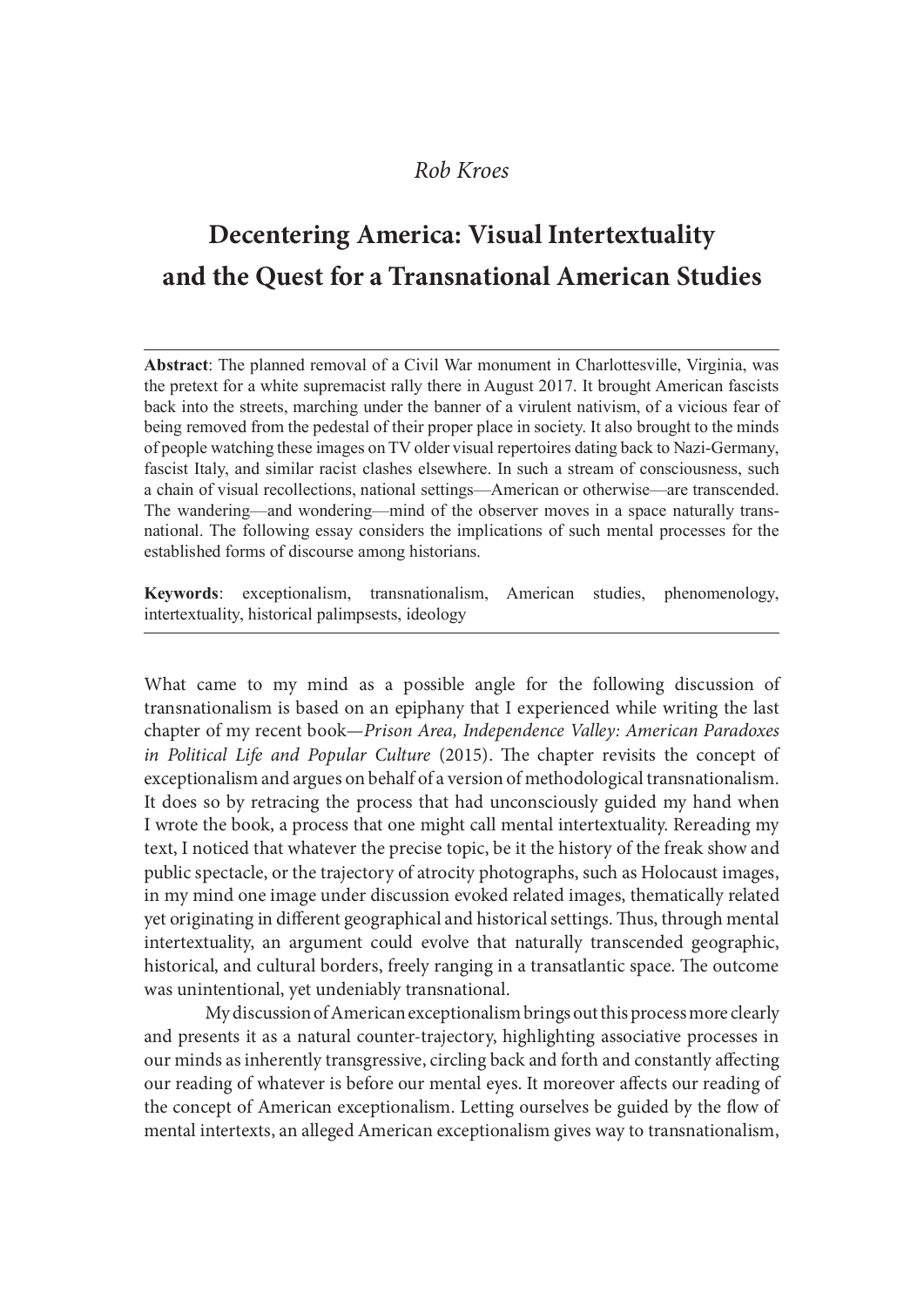*Rob Kroes*

# Decentering America: Visual Intertextuality and the Quest for a Transnational American Studies

**Abstract**: The planned removal of a Civil War monument in Charlottesville, Virginia, was the pretext for a white supremacist rally there in August 2017. It brought American fascists back into the streets, marching under the banner of a virulent nativism, of a vicious fear of being removed from the pedestal of their proper place in society. It also brought to the minds of people watching these images on TV older visual repertoires dating back to Nazi-Germany, fascist Italy, and similar racist clashes elsewhere. In such a stream of consciousness, such a chain of visual recollections, national settings—American or otherwise—are transcended. The wandering—and wondering—mind of the observer moves in a space naturally transnational. The following essay considers the implications of such mental processes for the established forms of discourse among historians.

**Keywords**: exceptionalism, transnationalism, American studies, phenomenology, intertextuality, historical palimpsests, ideology

What came to my mind as a possible angle for the following discussion of transnationalism is based on an epiphany that I experienced while writing the last chapter of my recent book—*Prison Area, Independence Valley: American Paradoxes in Political Life and Popular Culture* (2015). The chapter revisits the concept of exceptionalism and argues on behalf of a version of methodological transnationalism. It does so by retracing the process that had unconsciously guided my hand when I wrote the book, a process that one might call mental intertextuality. Rereading my text, I noticed that whatever the precise topic, be it the history of the freak show and public spectacle, or the trajectory of atrocity photographs, such as Holocaust images, in my mind one image under discussion evoked related images, thematically related yet originating in different geographical and historical settings. Thus, through mental intertextuality, an argument could evolve that naturally transcended geographic, historical, and cultural borders, freely ranging in a transatlantic space. The outcome was unintentional, yet undeniably transnational.

My discussion of American exceptionalism brings out this process more clearly and presents it as a natural counter-trajectory, highlighting associative processes in our minds as inherently transgressive, circling back and forth and constantly affecting our reading of whatever is before our mental eyes. It moreover affects our reading of the concept of American exceptionalism. Letting ourselves be guided by the flow of mental intertexts, an alleged American exceptionalism gives way to transnationalism,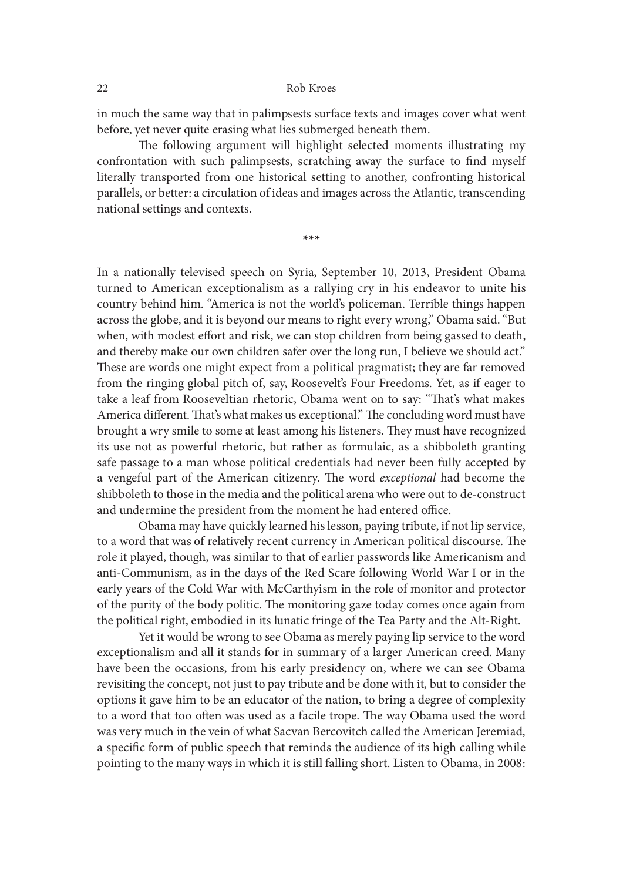in much the same way that in palimpsests surface texts and images cover what went before, yet never quite erasing what lies submerged beneath them.

The following argument will highlight selected moments illustrating my confrontation with such palimpsests, scratching away the surface to find myself literally transported from one historical setting to another, confronting historical parallels, or better: a circulation of ideas and images across the Atlantic, transcending national settings and contexts.

\*\*\*

In a nationally televised speech on Syria, September 10, 2013, President Obama turned to American exceptionalism as a rallying cry in his endeavor to unite his country behind him. "America is not the world's policeman. Terrible things happen across the globe, and it is beyond our means to right every wrong," Obama said. "But when, with modest effort and risk, we can stop children from being gassed to death, and thereby make our own children safer over the long run, I believe we should act." These are words one might expect from a political pragmatist; they are far removed from the ringing global pitch of, say, Roosevelt's Four Freedoms. Yet, as if eager to take a leaf from Rooseveltian rhetoric, Obama went on to say: "That's what makes America different. That's what makes us exceptional." The concluding word must have brought a wry smile to some at least among his listeners. They must have recognized its use not as powerful rhetoric, but rather as formulaic, as a shibboleth granting safe passage to a man whose political credentials had never been fully accepted by a vengeful part of the American citizenry. The word *exceptional* had become the shibboleth to those in the media and the political arena who were out to de-construct and undermine the president from the moment he had entered office.

Obama may have quickly learned his lesson, paying tribute, if not lip service, to a word that was of relatively recent currency in American political discourse. The role it played, though, was similar to that of earlier passwords like Americanism and anti-Communism, as in the days of the Red Scare following World War I or in the early years of the Cold War with McCarthyism in the role of monitor and protector of the purity of the body politic. The monitoring gaze today comes once again from the political right, embodied in its lunatic fringe of the Tea Party and the Alt-Right.

Yet it would be wrong to see Obama as merely paying lip service to the word exceptionalism and all it stands for in summary of a larger American creed. Many have been the occasions, from his early presidency on, where we can see Obama revisiting the concept, not just to pay tribute and be done with it, but to consider the options it gave him to be an educator of the nation, to bring a degree of complexity to a word that too often was used as a facile trope. The way Obama used the word was very much in the vein of what Sacvan Bercovitch called the American Jeremiad, a specific form of public speech that reminds the audience of its high calling while pointing to the many ways in which it is still falling short. Listen to Obama, in 2008: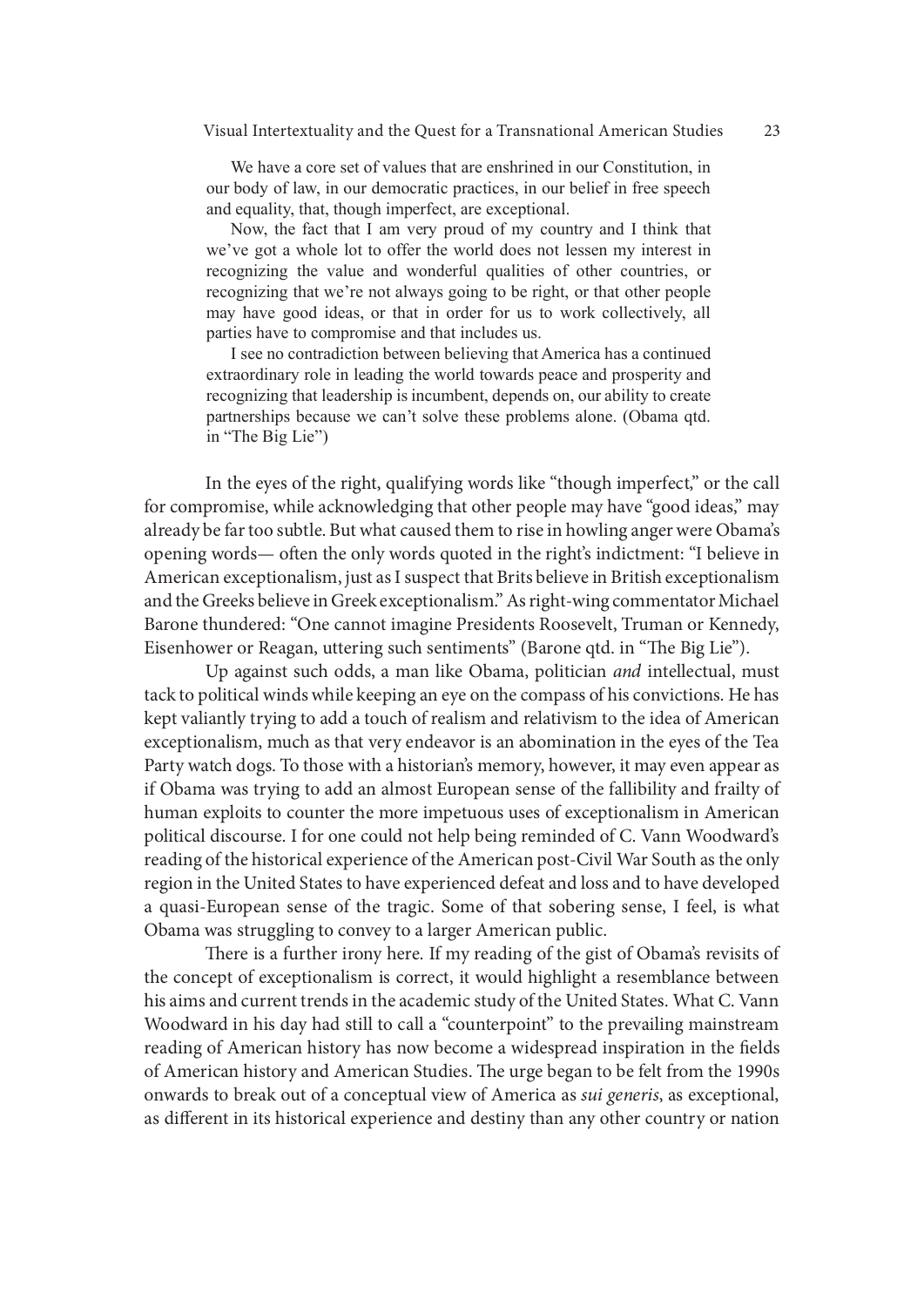> We have a core set of values that are enshrined in our Constitution, in our body of law, in our democratic practices, in our belief in free speech and equality, that, though imperfect, are exceptional.
>
> Now, the fact that I am very proud of my country and I think that we've got a whole lot to offer the world does not lessen my interest in recognizing the value and wonderful qualities of other countries, or recognizing that we're not always going to be right, or that other people may have good ideas, or that in order for us to work collectively, all parties have to compromise and that includes us.
>
> I see no contradiction between believing that America has a continued extraordinary role in leading the world towards peace and prosperity and recognizing that leadership is incumbent, depends on, our ability to create partnerships because we can't solve these problems alone. (Obama qtd. in "The Big Lie")

In the eyes of the right, qualifying words like "though imperfect," or the call for compromise, while acknowledging that other people may have "good ideas," may already be far too subtle. But what caused them to rise in howling anger were Obama's opening words— often the only words quoted in the right's indictment: "I believe in American exceptionalism, just as I suspect that Brits believe in British exceptionalism and the Greeks believe in Greek exceptionalism." As right-wing commentator Michael Barone thundered: "One cannot imagine Presidents Roosevelt, Truman or Kennedy, Eisenhower or Reagan, uttering such sentiments" (Barone qtd. in "The Big Lie").

Up against such odds, a man like Obama, politician *and* intellectual, must tack to political winds while keeping an eye on the compass of his convictions. He has kept valiantly trying to add a touch of realism and relativism to the idea of American exceptionalism, much as that very endeavor is an abomination in the eyes of the Tea Party watch dogs. To those with a historian's memory, however, it may even appear as if Obama was trying to add an almost European sense of the fallibility and frailty of human exploits to counter the more impetuous uses of exceptionalism in American political discourse. I for one could not help being reminded of C. Vann Woodward's reading of the historical experience of the American post-Civil War South as the only region in the United States to have experienced defeat and loss and to have developed a quasi-European sense of the tragic. Some of that sobering sense, I feel, is what Obama was struggling to convey to a larger American public.

There is a further irony here. If my reading of the gist of Obama's revisits of the concept of exceptionalism is correct, it would highlight a resemblance between his aims and current trends in the academic study of the United States. What C. Vann Woodward in his day had still to call a "counterpoint" to the prevailing mainstream reading of American history has now become a widespread inspiration in the fields of American history and American Studies. The urge began to be felt from the 1990s onwards to break out of a conceptual view of America as *sui generis*, as exceptional, as different in its historical experience and destiny than any other country or nation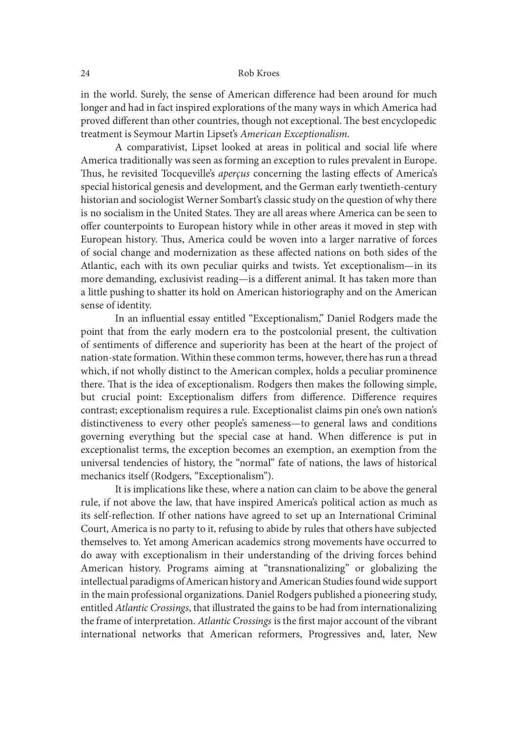in the world. Surely, the sense of American difference had been around for much longer and had in fact inspired explorations of the many ways in which America had proved different than other countries, though not exceptional. The best encyclopedic treatment is Seymour Martin Lipset's *American Exceptionalism*.

A comparativist, Lipset looked at areas in political and social life where America traditionally was seen as forming an exception to rules prevalent in Europe. Thus, he revisited Tocqueville's *aperçus* concerning the lasting effects of America's special historical genesis and development, and the German early twentieth-century historian and sociologist Werner Sombart's classic study on the question of why there is no socialism in the United States. They are all areas where America can be seen to offer counterpoints to European history while in other areas it moved in step with European history. Thus, America could be woven into a larger narrative of forces of social change and modernization as these affected nations on both sides of the Atlantic, each with its own peculiar quirks and twists. Yet exceptionalism—in its more demanding, exclusivist reading—is a different animal. It has taken more than a little pushing to shatter its hold on American historiography and on the American sense of identity.

In an influential essay entitled "Exceptionalism," Daniel Rodgers made the point that from the early modern era to the postcolonial present, the cultivation of sentiments of difference and superiority has been at the heart of the project of nation-state formation. Within these common terms, however, there has run a thread which, if not wholly distinct to the American complex, holds a peculiar prominence there. That is the idea of exceptionalism. Rodgers then makes the following simple, but crucial point: Exceptionalism differs from difference. Difference requires contrast; exceptionalism requires a rule. Exceptionalist claims pin one's own nation's distinctiveness to every other people's sameness—to general laws and conditions governing everything but the special case at hand. When difference is put in exceptionalist terms, the exception becomes an exemption, an exemption from the universal tendencies of history, the "normal" fate of nations, the laws of historical mechanics itself (Rodgers, "Exceptionalism").

It is implications like these, where a nation can claim to be above the general rule, if not above the law, that have inspired America's political action as much as its self-reflection. If other nations have agreed to set up an International Criminal Court, America is no party to it, refusing to abide by rules that others have subjected themselves to. Yet among American academics strong movements have occurred to do away with exceptionalism in their understanding of the driving forces behind American history. Programs aiming at "transnationalizing" or globalizing the intellectual paradigms of American history and American Studies found wide support in the main professional organizations. Daniel Rodgers published a pioneering study, entitled *Atlantic Crossings*, that illustrated the gains to be had from internationalizing the frame of interpretation. *Atlantic Crossings* is the first major account of the vibrant international networks that American reformers, Progressives and, later, New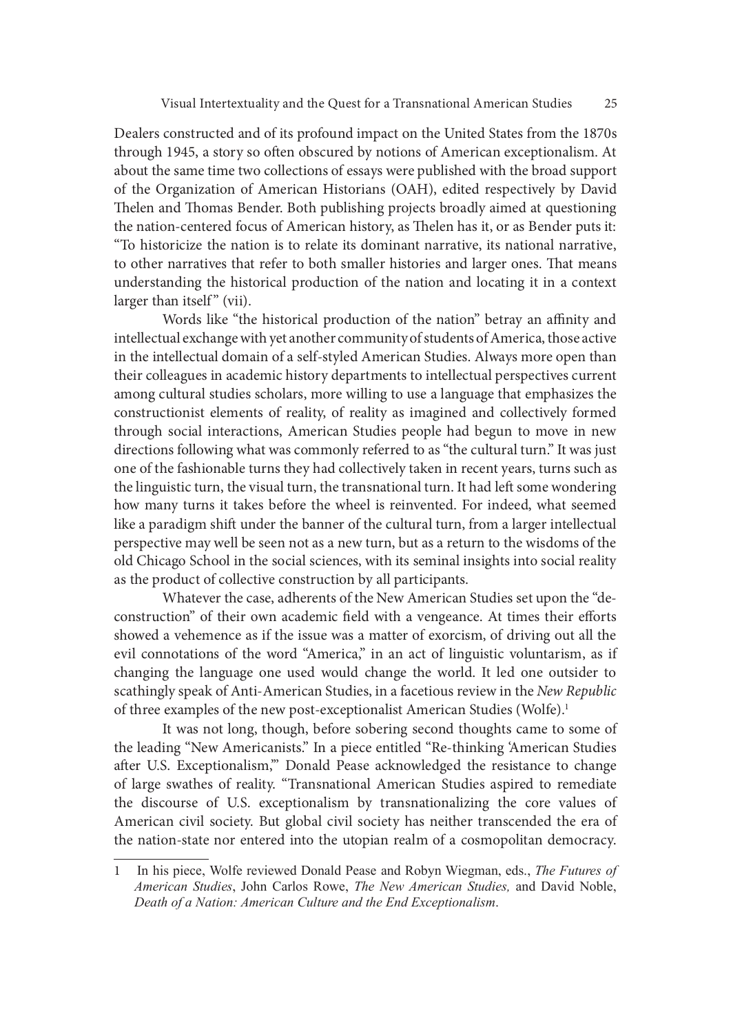Dealers constructed and of its profound impact on the United States from the 1870s through 1945, a story so often obscured by notions of American exceptionalism. At about the same time two collections of essays were published with the broad support of the Organization of American Historians (OAH), edited respectively by David Thelen and Thomas Bender. Both publishing projects broadly aimed at questioning the nation-centered focus of American history, as Thelen has it, or as Bender puts it: "To historicize the nation is to relate its dominant narrative, its national narrative, to other narratives that refer to both smaller histories and larger ones. That means understanding the historical production of the nation and locating it in a context larger than itself" (vii).

Words like "the historical production of the nation" betray an affinity and intellectual exchange with yet another community of students of America, those active in the intellectual domain of a self-styled American Studies. Always more open than their colleagues in academic history departments to intellectual perspectives current among cultural studies scholars, more willing to use a language that emphasizes the constructionist elements of reality, of reality as imagined and collectively formed through social interactions, American Studies people had begun to move in new directions following what was commonly referred to as "the cultural turn." It was just one of the fashionable turns they had collectively taken in recent years, turns such as the linguistic turn, the visual turn, the transnational turn. It had left some wondering how many turns it takes before the wheel is reinvented. For indeed, what seemed like a paradigm shift under the banner of the cultural turn, from a larger intellectual perspective may well be seen not as a new turn, but as a return to the wisdoms of the old Chicago School in the social sciences, with its seminal insights into social reality as the product of collective construction by all participants.

Whatever the case, adherents of the New American Studies set upon the "de-construction" of their own academic field with a vengeance. At times their efforts showed a vehemence as if the issue was a matter of exorcism, of driving out all the evil connotations of the word "America," in an act of linguistic voluntarism, as if changing the language one used would change the world. It led one outsider to scathingly speak of Anti-American Studies, in a facetious review in the *New Republic* of three examples of the new post-exceptionalist American Studies (Wolfe).[1]

It was not long, though, before sobering second thoughts came to some of the leading "New Americanists." In a piece entitled "Re-thinking 'American Studies after U.S. Exceptionalism,'" Donald Pease acknowledged the resistance to change of large swathes of reality. "Transnational American Studies aspired to remediate the discourse of U.S. exceptionalism by transnationalizing the core values of American civil society. But global civil society has neither transcended the era of the nation-state nor entered into the utopian realm of a cosmopolitan democracy.

---

1 In his piece, Wolfe reviewed Donald Pease and Robyn Wiegman, eds., *The Futures of American Studies*, John Carlos Rowe, *The New American Studies,* and David Noble, *Death of a Nation: American Culture and the End Exceptionalism*.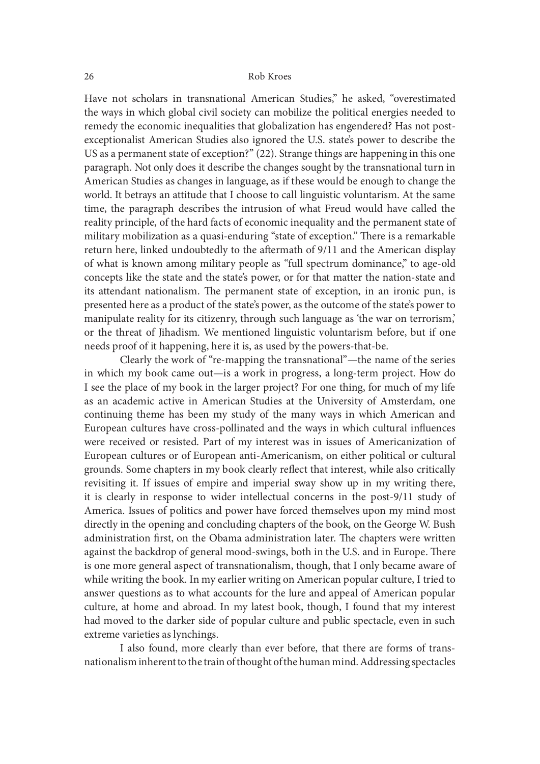Have not scholars in transnational American Studies," he asked, "overestimated the ways in which global civil society can mobilize the political energies needed to remedy the economic inequalities that globalization has engendered? Has not post-exceptionalist American Studies also ignored the U.S. state's power to describe the US as a permanent state of exception?" (22). Strange things are happening in this one paragraph. Not only does it describe the changes sought by the transnational turn in American Studies as changes in language, as if these would be enough to change the world. It betrays an attitude that I choose to call linguistic voluntarism. At the same time, the paragraph describes the intrusion of what Freud would have called the reality principle, of the hard facts of economic inequality and the permanent state of military mobilization as a quasi-enduring "state of exception." There is a remarkable return here, linked undoubtedly to the aftermath of 9/11 and the American display of what is known among military people as "full spectrum dominance," to age-old concepts like the state and the state's power, or for that matter the nation-state and its attendant nationalism. The permanent state of exception, in an ironic pun, is presented here as a product of the state's power, as the outcome of the state's power to manipulate reality for its citizenry, through such language as 'the war on terrorism,' or the threat of Jihadism. We mentioned linguistic voluntarism before, but if one needs proof of it happening, here it is, as used by the powers-that-be.

Clearly the work of "re-mapping the transnational"—the name of the series in which my book came out—is a work in progress, a long-term project. How do I see the place of my book in the larger project? For one thing, for much of my life as an academic active in American Studies at the University of Amsterdam, one continuing theme has been my study of the many ways in which American and European cultures have cross-pollinated and the ways in which cultural influences were received or resisted. Part of my interest was in issues of Americanization of European cultures or of European anti-Americanism, on either political or cultural grounds. Some chapters in my book clearly reflect that interest, while also critically revisiting it. If issues of empire and imperial sway show up in my writing there, it is clearly in response to wider intellectual concerns in the post-9/11 study of America. Issues of politics and power have forced themselves upon my mind most directly in the opening and concluding chapters of the book, on the George W. Bush administration first, on the Obama administration later. The chapters were written against the backdrop of general mood-swings, both in the U.S. and in Europe. There is one more general aspect of transnationalism, though, that I only became aware of while writing the book. In my earlier writing on American popular culture, I tried to answer questions as to what accounts for the lure and appeal of American popular culture, at home and abroad. In my latest book, though, I found that my interest had moved to the darker side of popular culture and public spectacle, even in such extreme varieties as lynchings.

I also found, more clearly than ever before, that there are forms of transnationalism inherent to the train of thought of the human mind. Addressing spectacles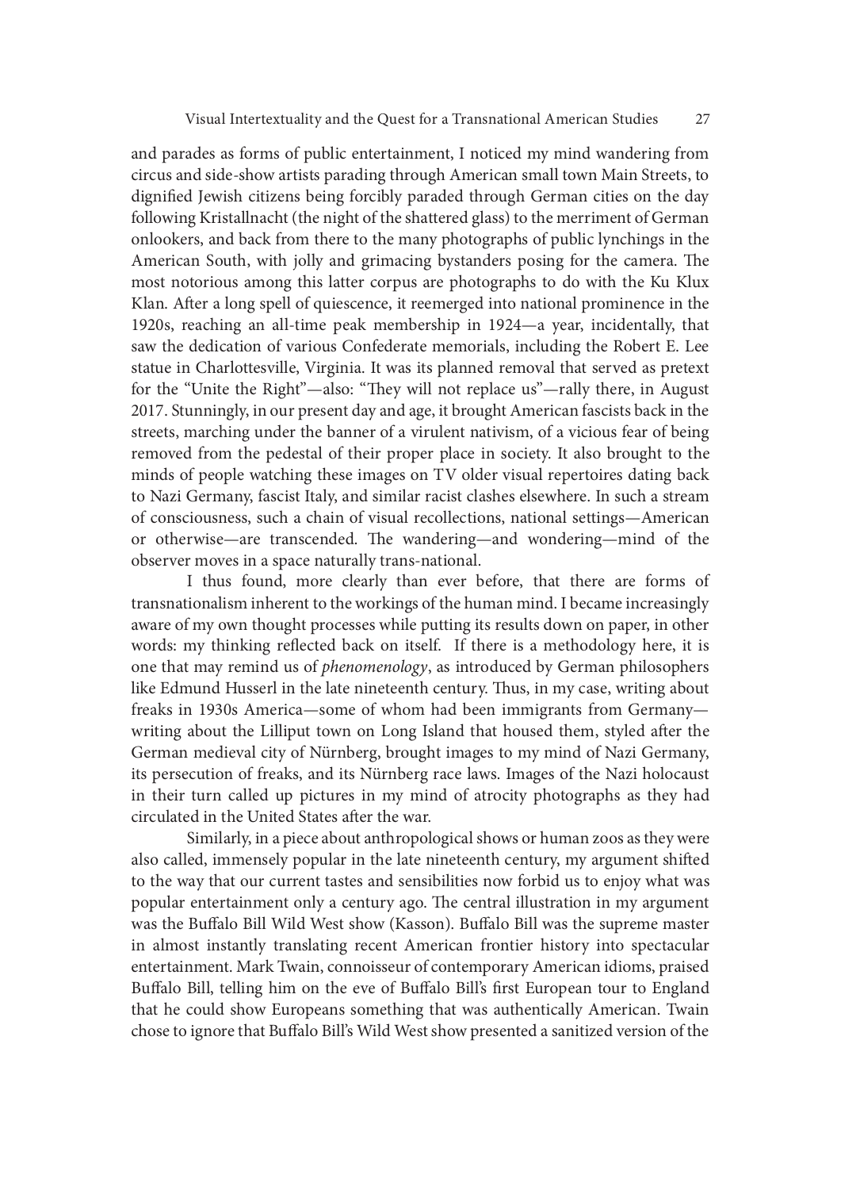and parades as forms of public entertainment, I noticed my mind wandering from circus and side-show artists parading through American small town Main Streets, to dignified Jewish citizens being forcibly paraded through German cities on the day following Kristallnacht (the night of the shattered glass) to the merriment of German onlookers, and back from there to the many photographs of public lynchings in the American South, with jolly and grimacing bystanders posing for the camera. The most notorious among this latter corpus are photographs to do with the Ku Klux Klan. After a long spell of quiescence, it reemerged into national prominence in the 1920s, reaching an all-time peak membership in 1924—a year, incidentally, that saw the dedication of various Confederate memorials, including the Robert E. Lee statue in Charlottesville, Virginia. It was its planned removal that served as pretext for the "Unite the Right"—also: "They will not replace us"—rally there, in August 2017. Stunningly, in our present day and age, it brought American fascists back in the streets, marching under the banner of a virulent nativism, of a vicious fear of being removed from the pedestal of their proper place in society. It also brought to the minds of people watching these images on TV older visual repertoires dating back to Nazi Germany, fascist Italy, and similar racist clashes elsewhere. In such a stream of consciousness, such a chain of visual recollections, national settings—American or otherwise—are transcended. The wandering—and wondering—mind of the observer moves in a space naturally trans-national.

I thus found, more clearly than ever before, that there are forms of transnationalism inherent to the workings of the human mind. I became increasingly aware of my own thought processes while putting its results down on paper, in other words: my thinking reflected back on itself. If there is a methodology here, it is one that may remind us of *phenomenology*, as introduced by German philosophers like Edmund Husserl in the late nineteenth century. Thus, in my case, writing about freaks in 1930s America—some of whom had been immigrants from Germany—writing about the Lilliput town on Long Island that housed them, styled after the German medieval city of Nürnberg, brought images to my mind of Nazi Germany, its persecution of freaks, and its Nürnberg race laws. Images of the Nazi holocaust in their turn called up pictures in my mind of atrocity photographs as they had circulated in the United States after the war.

Similarly, in a piece about anthropological shows or human zoos as they were also called, immensely popular in the late nineteenth century, my argument shifted to the way that our current tastes and sensibilities now forbid us to enjoy what was popular entertainment only a century ago. The central illustration in my argument was the Buffalo Bill Wild West show (Kasson). Buffalo Bill was the supreme master in almost instantly translating recent American frontier history into spectacular entertainment. Mark Twain, connoisseur of contemporary American idioms, praised Buffalo Bill, telling him on the eve of Buffalo Bill's first European tour to England that he could show Europeans something that was authentically American. Twain chose to ignore that Buffalo Bill's Wild West show presented a sanitized version of the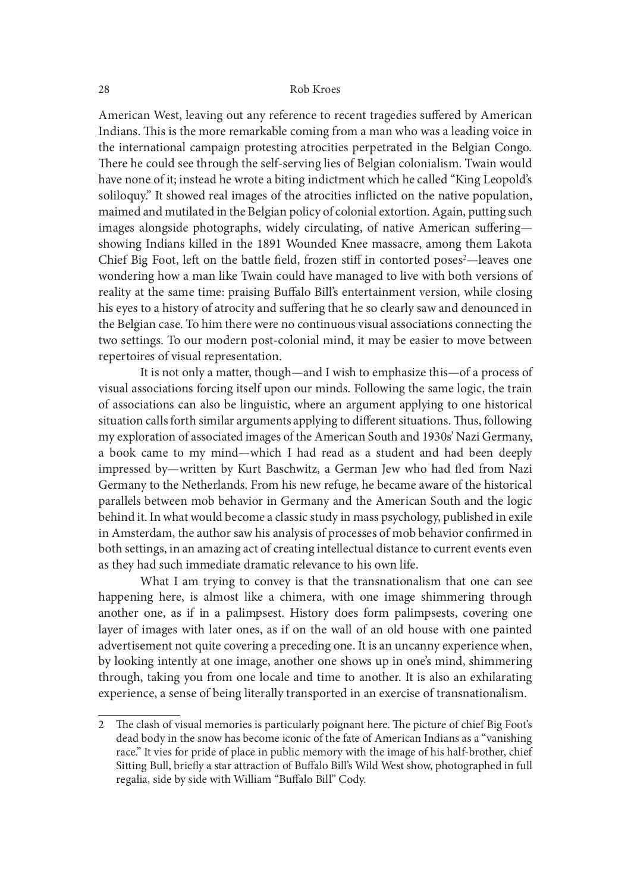American West, leaving out any reference to recent tragedies suffered by American Indians. This is the more remarkable coming from a man who was a leading voice in the international campaign protesting atrocities perpetrated in the Belgian Congo. There he could see through the self-serving lies of Belgian colonialism. Twain would have none of it; instead he wrote a biting indictment which he called "King Leopold's soliloquy." It showed real images of the atrocities inflicted on the native population, maimed and mutilated in the Belgian policy of colonial extortion. Again, putting such images alongside photographs, widely circulating, of native American suffering—showing Indians killed in the 1891 Wounded Knee massacre, among them Lakota Chief Big Foot, left on the battle field, frozen stiff in contorted poses[2]—leaves one wondering how a man like Twain could have managed to live with both versions of reality at the same time: praising Buffalo Bill's entertainment version, while closing his eyes to a history of atrocity and suffering that he so clearly saw and denounced in the Belgian case. To him there were no continuous visual associations connecting the two settings. To our modern post-colonial mind, it may be easier to move between repertoires of visual representation.

It is not only a matter, though—and I wish to emphasize this—of a process of visual associations forcing itself upon our minds. Following the same logic, the train of associations can also be linguistic, where an argument applying to one historical situation calls forth similar arguments applying to different situations. Thus, following my exploration of associated images of the American South and 1930s' Nazi Germany, a book came to my mind—which I had read as a student and had been deeply impressed by—written by Kurt Baschwitz, a German Jew who had fled from Nazi Germany to the Netherlands. From his new refuge, he became aware of the historical parallels between mob behavior in Germany and the American South and the logic behind it. In what would become a classic study in mass psychology, published in exile in Amsterdam, the author saw his analysis of processes of mob behavior confirmed in both settings, in an amazing act of creating intellectual distance to current events even as they had such immediate dramatic relevance to his own life.

What I am trying to convey is that the transnationalism that one can see happening here, is almost like a chimera, with one image shimmering through another one, as if in a palimpsest. History does form palimpsests, covering one layer of images with later ones, as if on the wall of an old house with one painted advertisement not quite covering a preceding one. It is an uncanny experience when, by looking intently at one image, another one shows up in one's mind, shimmering through, taking you from one locale and time to another. It is also an exhilarating experience, a sense of being literally transported in an exercise of transnationalism.

---

2 The clash of visual memories is particularly poignant here. The picture of chief Big Foot's dead body in the snow has become iconic of the fate of American Indians as a "vanishing race." It vies for pride of place in public memory with the image of his half-brother, chief Sitting Bull, briefly a star attraction of Buffalo Bill's Wild West show, photographed in full regalia, side by side with William "Buffalo Bill" Cody.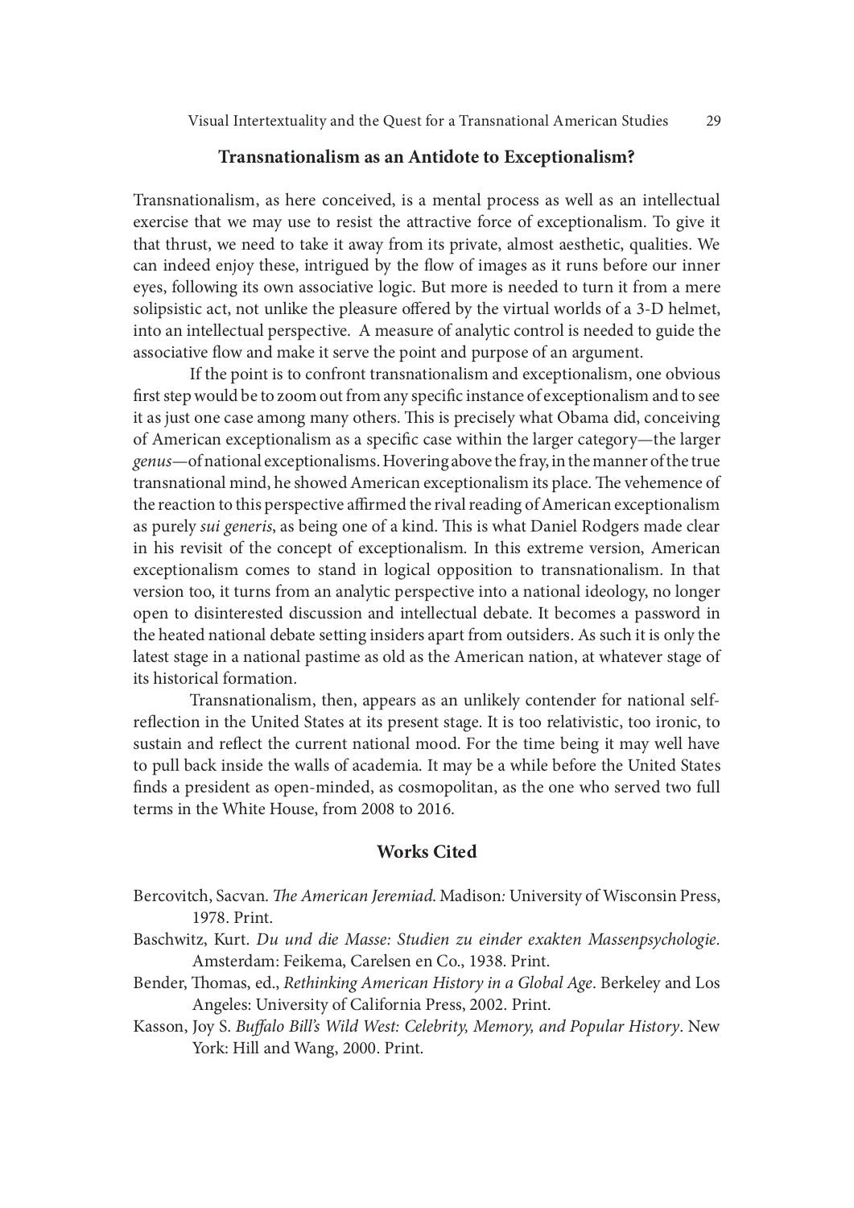## Transnationalism as an Antidote to Exceptionalism?

Transnationalism, as here conceived, is a mental process as well as an intellectual exercise that we may use to resist the attractive force of exceptionalism. To give it that thrust, we need to take it away from its private, almost aesthetic, qualities. We can indeed enjoy these, intrigued by the flow of images as it runs before our inner eyes, following its own associative logic. But more is needed to turn it from a mere solipsistic act, not unlike the pleasure offered by the virtual worlds of a 3-D helmet, into an intellectual perspective. A measure of analytic control is needed to guide the associative flow and make it serve the point and purpose of an argument.

If the point is to confront transnationalism and exceptionalism, one obvious first step would be to zoom out from any specific instance of exceptionalism and to see it as just one case among many others. This is precisely what Obama did, conceiving of American exceptionalism as a specific case within the larger category—the larger *genus*—of national exceptionalisms. Hovering above the fray, in the manner of the true transnational mind, he showed American exceptionalism its place. The vehemence of the reaction to this perspective affirmed the rival reading of American exceptionalism as purely *sui generis*, as being one of a kind. This is what Daniel Rodgers made clear in his revisit of the concept of exceptionalism. In this extreme version, American exceptionalism comes to stand in logical opposition to transnationalism. In that version too, it turns from an analytic perspective into a national ideology, no longer open to disinterested discussion and intellectual debate. It becomes a password in the heated national debate setting insiders apart from outsiders. As such it is only the latest stage in a national pastime as old as the American nation, at whatever stage of its historical formation.

Transnationalism, then, appears as an unlikely contender for national self-reflection in the United States at its present stage. It is too relativistic, too ironic, to sustain and reflect the current national mood. For the time being it may well have to pull back inside the walls of academia. It may be a while before the United States finds a president as open-minded, as cosmopolitan, as the one who served two full terms in the White House, from 2008 to 2016.

## Works Cited

Bercovitch, Sacvan. *The American Jeremiad*. Madison: University of Wisconsin Press, 1978. Print.

Baschwitz, Kurt. *Du und die Masse: Studien zu einder exakten Massenpsychologie*. Amsterdam: Feikema, Carelsen en Co., 1938. Print.

Bender, Thomas, ed., *Rethinking American History in a Global Age*. Berkeley and Los Angeles: University of California Press, 2002. Print.

Kasson, Joy S. *Buffalo Bill's Wild West: Celebrity, Memory, and Popular History*. New York: Hill and Wang, 2000. Print.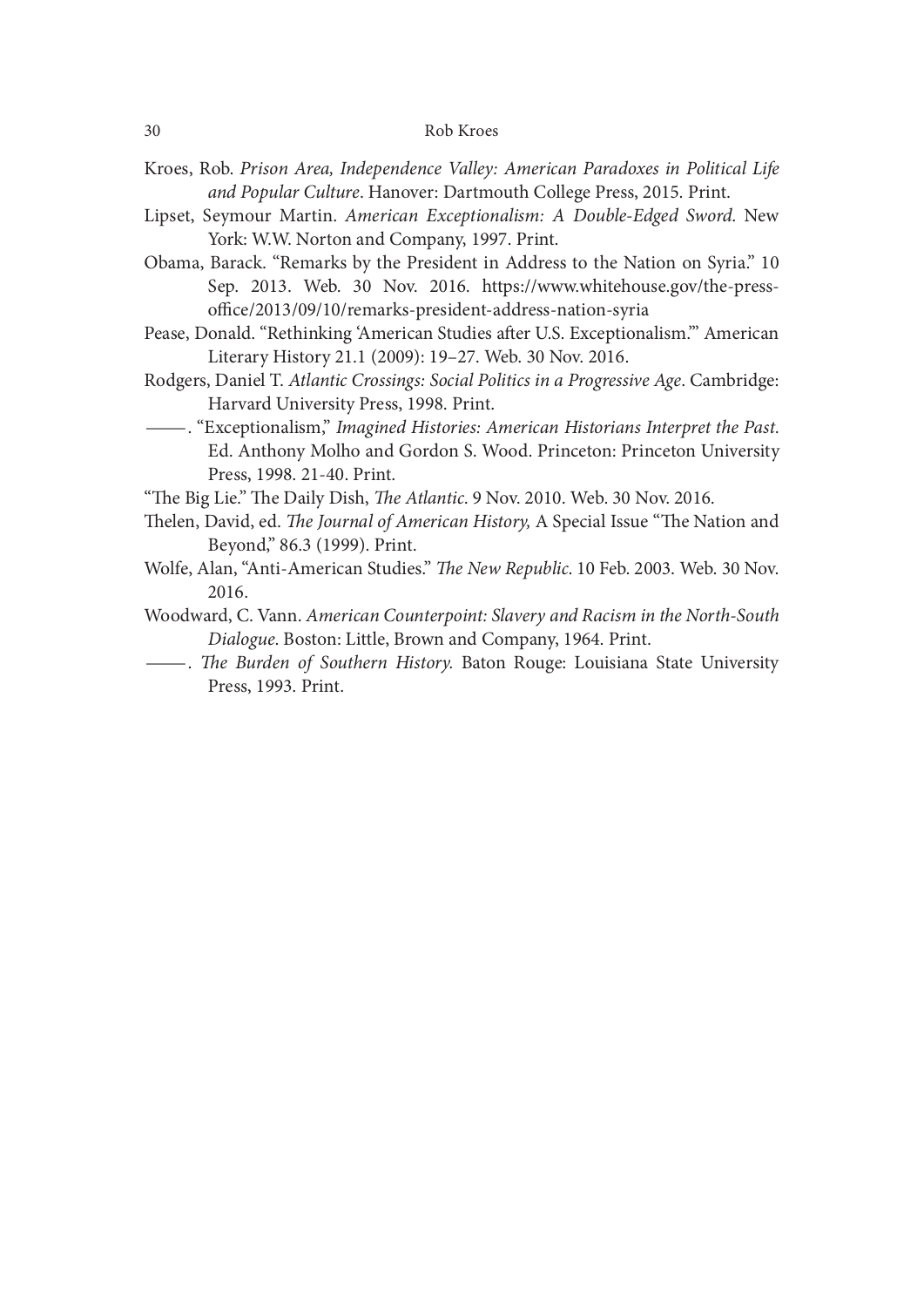Kroes, Rob. *Prison Area, Independence Valley: American Paradoxes in Political Life and Popular Culture*. Hanover: Dartmouth College Press, 2015. Print.

Lipset, Seymour Martin. *American Exceptionalism: A Double-Edged Sword*. New York: W.W. Norton and Company, 1997. Print.

Obama, Barack. "Remarks by the President in Address to the Nation on Syria." 10 Sep. 2013. Web. 30 Nov. 2016. https://www.whitehouse.gov/the-press-office/2013/09/10/remarks-president-address-nation-syria

Pease, Donald. "Rethinking 'American Studies after U.S. Exceptionalism.'" American Literary History 21.1 (2009): 19–27. Web. 30 Nov. 2016.

Rodgers, Daniel T. *Atlantic Crossings: Social Politics in a Progressive Age*. Cambridge: Harvard University Press, 1998. Print.

——. "Exceptionalism," *Imagined Histories: American Historians Interpret the Past*. Ed. Anthony Molho and Gordon S. Wood. Princeton: Princeton University Press, 1998. 21-40. Print.

"The Big Lie." The Daily Dish, *The Atlantic*. 9 Nov. 2010. Web. 30 Nov. 2016.

Thelen, David, ed. *The Journal of American History,* A Special Issue "The Nation and Beyond," 86.3 (1999). Print.

Wolfe, Alan, "Anti-American Studies." *The New Republic*. 10 Feb. 2003. Web. 30 Nov. 2016.

Woodward, C. Vann. *American Counterpoint: Slavery and Racism in the North-South Dialogue*. Boston: Little, Brown and Company, 1964. Print.

——. *The Burden of Southern History.* Baton Rouge: Louisiana State University Press, 1993. Print.